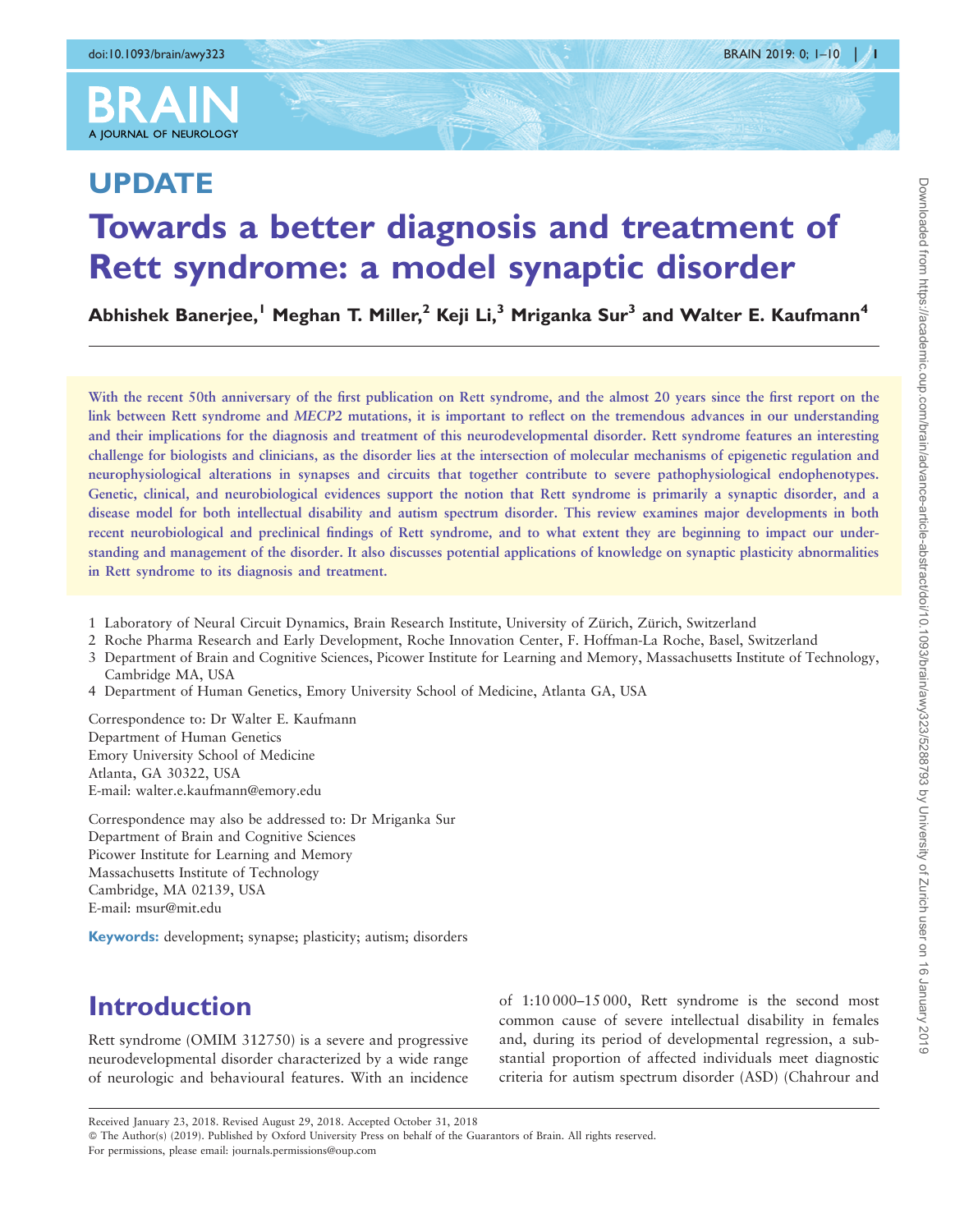UPDATE

# Towards a better diagnosis and treatment of Rett syndrome: a model synaptic disorder

**Abhishek Banerjee,[1] Meghan T. Miller,[2] Keji Li,[3] Mriganka Sur[3] and Walter E. Kaufmann[4]**

With the recent 50th anniversary of the first publication on Rett syndrome, and the almost 20 years since the first report on the link between Rett syndrome and *MECP2* mutations, it is important to reflect on the tremendous advances in our understanding and their implications for the diagnosis and treatment of this neurodevelopmental disorder. Rett syndrome features an interesting challenge for biologists and clinicians, as the disorder lies at the intersection of molecular mechanisms of epigenetic regulation and neurophysiological alterations in synapses and circuits that together contribute to severe pathophysiological endophenotypes. Genetic, clinical, and neurobiological evidences support the notion that Rett syndrome is primarily a synaptic disorder, and a disease model for both intellectual disability and autism spectrum disorder. This review examines major developments in both recent neurobiological and preclinical findings of Rett syndrome, and to what extent they are beginning to impact our understanding and management of the disorder. It also discusses potential applications of knowledge on synaptic plasticity abnormalities in Rett syndrome to its diagnosis and treatment.

1 Laboratory of Neural Circuit Dynamics, Brain Research Institute, University of Zürich, Zürich, Switzerland
2 Roche Pharma Research and Early Development, Roche Innovation Center, F. Hoffman-La Roche, Basel, Switzerland
3 Department of Brain and Cognitive Sciences, Picower Institute for Learning and Memory, Massachusetts Institute of Technology, Cambridge MA, USA
4 Department of Human Genetics, Emory University School of Medicine, Atlanta GA, USA

Correspondence to: Dr Walter E. Kaufmann
Department of Human Genetics
Emory University School of Medicine
Atlanta, GA 30322, USA
E-mail: walter.e.kaufmann@emory.edu

Correspondence may also be addressed to: Dr Mriganka Sur
Department of Brain and Cognitive Sciences
Picower Institute for Learning and Memory
Massachusetts Institute of Technology
Cambridge, MA 02139, USA
E-mail: msur@mit.edu

**Keywords:** development; synapse; plasticity; autism; disorders

## Introduction

Rett syndrome (OMIM 312750) is a severe and progressive neurodevelopmental disorder characterized by a wide range of neurologic and behavioural features. With an incidence of 1:10 000–15 000, Rett syndrome is the second most common cause of severe intellectual disability in females and, during its period of developmental regression, a substantial proportion of affected individuals meet diagnostic criteria for autism spectrum disorder (ASD) (Chahrour and

Received January 23, 2018. Revised August 29, 2018. Accepted October 31, 2018
© The Author(s) (2019). Published by Oxford University Press on behalf of the Guarantors of Brain. All rights reserved.
For permissions, please email: journals.permissions@oup.com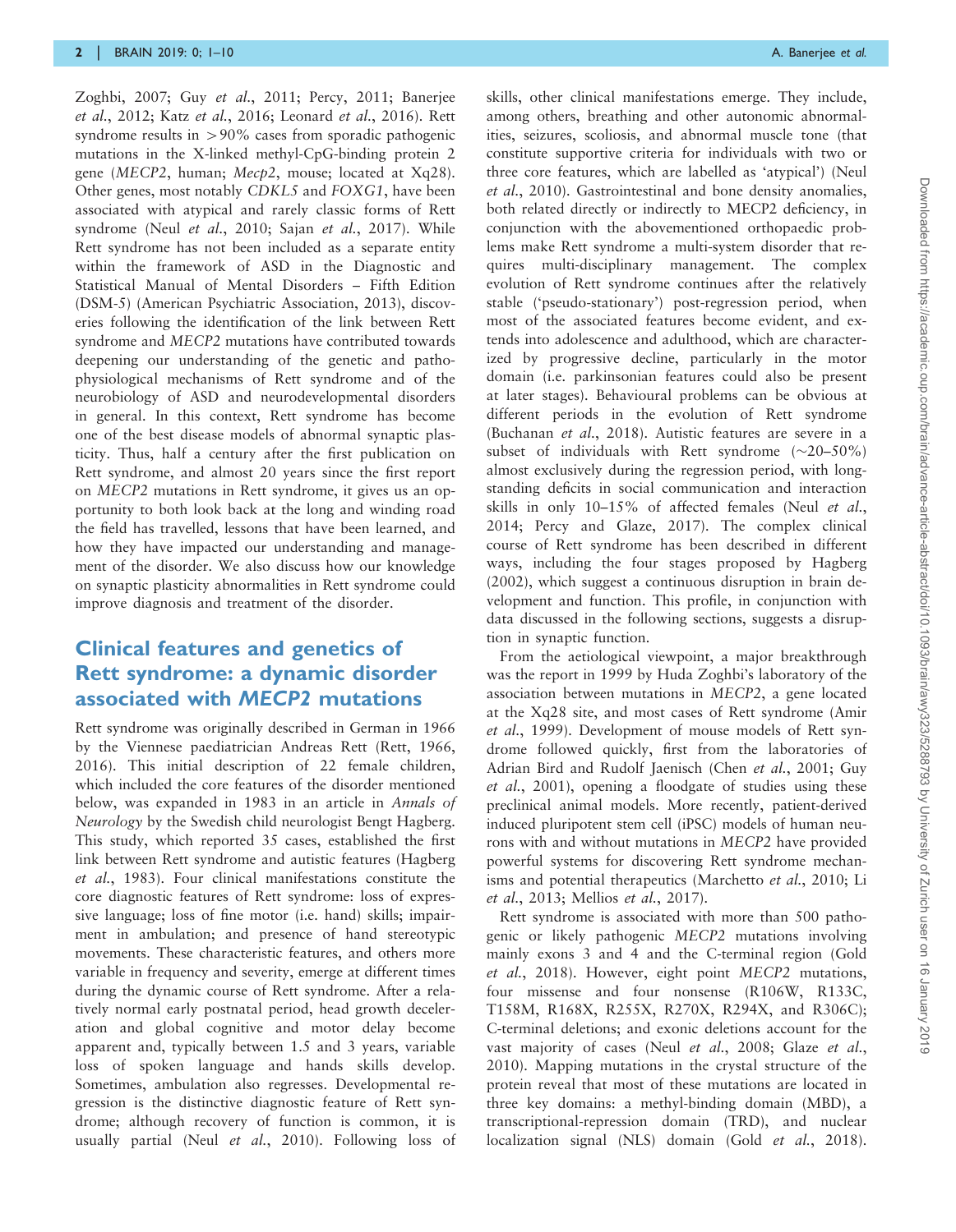Zoghbi, 2007; Guy *et al.*, 2011; Percy, 2011; Banerjee *et al.*, 2012; Katz *et al.*, 2016; Leonard *et al.*, 2016). Rett syndrome results in >90% cases from sporadic pathogenic mutations in the X-linked methyl-CpG-binding protein 2 gene (*MECP2*, human; *Mecp2*, mouse; located at Xq28). Other genes, most notably *CDKL5* and *FOXG1*, have been associated with atypical and rarely classic forms of Rett syndrome (Neul *et al.*, 2010; Sajan *et al.*, 2017). While Rett syndrome has not been included as a separate entity within the framework of ASD in the Diagnostic and Statistical Manual of Mental Disorders – Fifth Edition (DSM-5) (American Psychiatric Association, 2013), discoveries following the identification of the link between Rett syndrome and *MECP2* mutations have contributed towards deepening our understanding of the genetic and pathophysiological mechanisms of Rett syndrome and of the neurobiology of ASD and neurodevelopmental disorders in general. In this context, Rett syndrome has become one of the best disease models of abnormal synaptic plasticity. Thus, half a century after the first publication on Rett syndrome, and almost 20 years since the first report on *MECP2* mutations in Rett syndrome, it gives us an opportunity to both look back at the long and winding road the field has travelled, lessons that have been learned, and how they have impacted our understanding and management of the disorder. We also discuss how our knowledge on synaptic plasticity abnormalities in Rett syndrome could improve diagnosis and treatment of the disorder.

## Clinical features and genetics of Rett syndrome: a dynamic disorder associated with *MECP2* mutations

Rett syndrome was originally described in German in 1966 by the Viennese paediatrician Andreas Rett (Rett, 1966, 2016). This initial description of 22 female children, which included the core features of the disorder mentioned below, was expanded in 1983 in an article in *Annals of Neurology* by the Swedish child neurologist Bengt Hagberg. This study, which reported 35 cases, established the first link between Rett syndrome and autistic features (Hagberg *et al.*, 1983). Four clinical manifestations constitute the core diagnostic features of Rett syndrome: loss of expressive language; loss of fine motor (i.e. hand) skills; impairment in ambulation; and presence of hand stereotypic movements. These characteristic features, and others more variable in frequency and severity, emerge at different times during the dynamic course of Rett syndrome. After a relatively normal early postnatal period, head growth deceleration and global cognitive and motor delay become apparent and, typically between 1.5 and 3 years, variable loss of spoken language and hands skills develop. Sometimes, ambulation also regresses. Developmental regression is the distinctive diagnostic feature of Rett syndrome; although recovery of function is common, it is usually partial (Neul *et al.*, 2010). Following loss of skills, other clinical manifestations emerge. They include, among others, breathing and other autonomic abnormalities, seizures, scoliosis, and abnormal muscle tone (that constitute supportive criteria for individuals with two or three core features, which are labelled as 'atypical') (Neul *et al.*, 2010). Gastrointestinal and bone density anomalies, both related directly or indirectly to MECP2 deficiency, in conjunction with the abovementioned orthopaedic problems make Rett syndrome a multi-system disorder that requires multi-disciplinary management. The complex evolution of Rett syndrome continues after the relatively stable ('pseudo-stationary') post-regression period, when most of the associated features become evident, and extends into adolescence and adulthood, which are characterized by progressive decline, particularly in the motor domain (i.e. parkinsonian features could also be present at later stages). Behavioural problems can be obvious at different periods in the evolution of Rett syndrome (Buchanan *et al.*, 2018). Autistic features are severe in a subset of individuals with Rett syndrome (~20–50%) almost exclusively during the regression period, with long-standing deficits in social communication and interaction skills in only 10–15% of affected females (Neul *et al.*, 2014; Percy and Glaze, 2017). The complex clinical course of Rett syndrome has been described in different ways, including the four stages proposed by Hagberg (2002), which suggest a continuous disruption in brain development and function. This profile, in conjunction with data discussed in the following sections, suggests a disruption in synaptic function.

From the aetiological viewpoint, a major breakthrough was the report in 1999 by Huda Zoghbi's laboratory of the association between mutations in *MECP2*, a gene located at the Xq28 site, and most cases of Rett syndrome (Amir *et al.*, 1999). Development of mouse models of Rett syndrome followed quickly, first from the laboratories of Adrian Bird and Rudolf Jaenisch (Chen *et al.*, 2001; Guy *et al.*, 2001), opening a floodgate of studies using these preclinical animal models. More recently, patient-derived induced pluripotent stem cell (iPSC) models of human neurons with and without mutations in *MECP2* have provided powerful systems for discovering Rett syndrome mechanisms and potential therapeutics (Marchetto *et al.*, 2010; Li *et al.*, 2013; Mellios *et al.*, 2017).

Rett syndrome is associated with more than 500 pathogenic or likely pathogenic *MECP2* mutations involving mainly exons 3 and 4 and the C-terminal region (Gold *et al.*, 2018). However, eight point *MECP2* mutations, four missense and four nonsense (R106W, R133C, T158M, R168X, R255X, R270X, R294X, and R306C); C-terminal deletions; and exonic deletions account for the vast majority of cases (Neul *et al.*, 2008; Glaze *et al.*, 2010). Mapping mutations in the crystal structure of the protein reveal that most of these mutations are located in three key domains: a methyl-binding domain (MBD), a transcriptional-repression domain (TRD), and nuclear localization signal (NLS) domain (Gold *et al.*, 2018).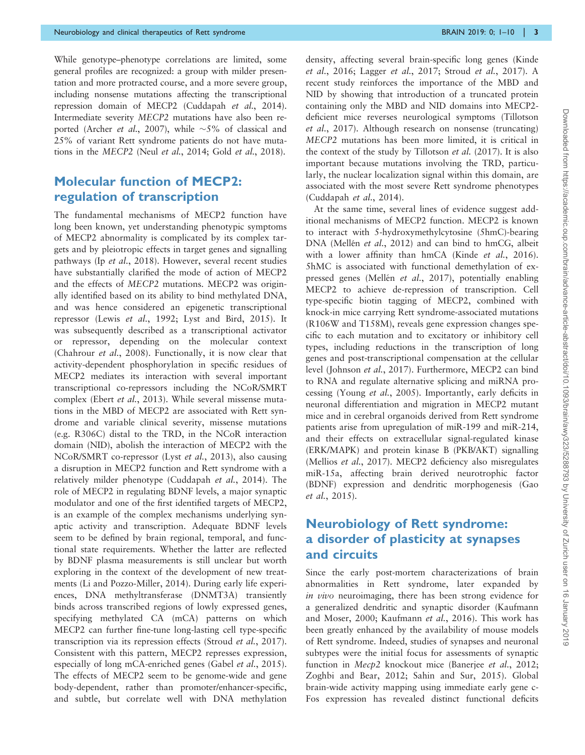While genotype–phenotype correlations are limited, some general profiles are recognized: a group with milder presentation and more protracted course, and a more severe group, including nonsense mutations affecting the transcriptional repression domain of MECP2 (Cuddapah *et al.*, 2014). Intermediate severity *MECP2* mutations have also been reported (Archer *et al.*, 2007), while ~5% of classical and 25% of variant Rett syndrome patients do not have mutations in the *MECP2* (Neul *et al.*, 2014; Gold *et al.*, 2018).

## Molecular function of MECP2: regulation of transcription

The fundamental mechanisms of MECP2 function have long been known, yet understanding phenotypic symptoms of MECP2 abnormality is complicated by its complex targets and by pleiotropic effects in target genes and signalling pathways (Ip *et al.*, 2018). However, several recent studies have substantially clarified the mode of action of MECP2 and the effects of *MECP2* mutations. MECP2 was originally identified based on its ability to bind methylated DNA, and was hence considered an epigenetic transcriptional repressor (Lewis *et al.*, 1992; Lyst and Bird, 2015). It was subsequently described as a transcriptional activator or repressor, depending on the molecular context (Chahrour *et al.*, 2008). Functionally, it is now clear that activity-dependent phosphorylation in specific residues of MECP2 mediates its interaction with several important transcriptional co-repressors including the NCoR/SMRT complex (Ebert *et al.*, 2013). While several missense mutations in the MBD of MECP2 are associated with Rett syndrome and variable clinical severity, missense mutations (e.g. R306C) distal to the TRD, in the NCoR interaction domain (NID), abolish the interaction of MECP2 with the NCoR/SMRT co-repressor (Lyst *et al.*, 2013), also causing a disruption in MECP2 function and Rett syndrome with a relatively milder phenotype (Cuddapah *et al.*, 2014). The role of MECP2 in regulating BDNF levels, a major synaptic modulator and one of the first identified targets of MECP2, is an example of the complex mechanisms underlying synaptic activity and transcription. Adequate BDNF levels seem to be defined by brain regional, temporal, and functional state requirements. Whether the latter are reflected by BDNF plasma measurements is still unclear but worth exploring in the context of the development of new treatments (Li and Pozzo-Miller, 2014). During early life experiences, DNA methyltransferase (DNMT3A) transiently binds across transcribed regions of lowly expressed genes, specifying methylated CA (mCA) patterns on which MECP2 can further fine-tune long-lasting cell type-specific transcription via its repression effects (Stroud *et al.*, 2017). Consistent with this pattern, MECP2 represses expression, especially of long mCA-enriched genes (Gabel *et al.*, 2015). The effects of MECP2 seem to be genome-wide and gene body-dependent, rather than promoter/enhancer-specific, and subtle, but correlate well with DNA methylation density, affecting several brain-specific long genes (Kinde *et al.*, 2016; Lagger *et al.*, 2017; Stroud *et al.*, 2017). A recent study reinforces the importance of the MBD and NID by showing that introduction of a truncated protein containing only the MBD and NID domains into MECP2-deficient mice reverses neurological symptoms (Tillotson *et al.*, 2017). Although research on nonsense (truncating) *MECP2* mutations has been more limited, it is critical in the context of the study by Tillotson *et al.* (2017). It is also important because mutations involving the TRD, particularly, the nuclear localization signal within this domain, are associated with the most severe Rett syndrome phenotypes (Cuddapah *et al.*, 2014).

At the same time, several lines of evidence suggest additional mechanisms of MECP2 function. MECP2 is known to interact with 5-hydroxymethylcytosine (5hmC)-bearing DNA (Mellén *et al.*, 2012) and can bind to hmCG, albeit with a lower affinity than hmCA (Kinde *et al.*, 2016). 5hMC is associated with functional demethylation of expressed genes (Mellén *et al.*, 2017), potentially enabling MECP2 to achieve de-repression of transcription. Cell type-specific biotin tagging of MECP2, combined with knock-in mice carrying Rett syndrome-associated mutations (R106W and T158M), reveals gene expression changes specific to each mutation and to excitatory or inhibitory cell types, including reductions in the transcription of long genes and post-transcriptional compensation at the cellular level (Johnson *et al.*, 2017). Furthermore, MECP2 can bind to RNA and regulate alternative splicing and miRNA processing (Young *et al.*, 2005). Importantly, early deficits in neuronal differentiation and migration in MECP2 mutant mice and in cerebral organoids derived from Rett syndrome patients arise from upregulation of miR-199 and miR-214, and their effects on extracellular signal-regulated kinase (ERK/MAPK) and protein kinase B (PKB/AKT) signalling (Mellios *et al.*, 2017). MECP2 deficiency also misregulates miR-15a, affecting brain derived neurotrophic factor (BDNF) expression and dendritic morphogenesis (Gao *et al.*, 2015).

## Neurobiology of Rett syndrome: a disorder of plasticity at synapses and circuits

Since the early post-mortem characterizations of brain abnormalities in Rett syndrome, later expanded by *in vivo* neuroimaging, there has been strong evidence for a generalized dendritic and synaptic disorder (Kaufmann and Moser, 2000; Kaufmann *et al.*, 2016). This work has been greatly enhanced by the availability of mouse models of Rett syndrome. Indeed, studies of synapses and neuronal subtypes were the initial focus for assessments of synaptic function in *Mecp2* knockout mice (Banerjee *et al.*, 2012; Zoghbi and Bear, 2012; Sahin and Sur, 2015). Global brain-wide activity mapping using immediate early gene c-Fos expression has revealed distinct functional deficits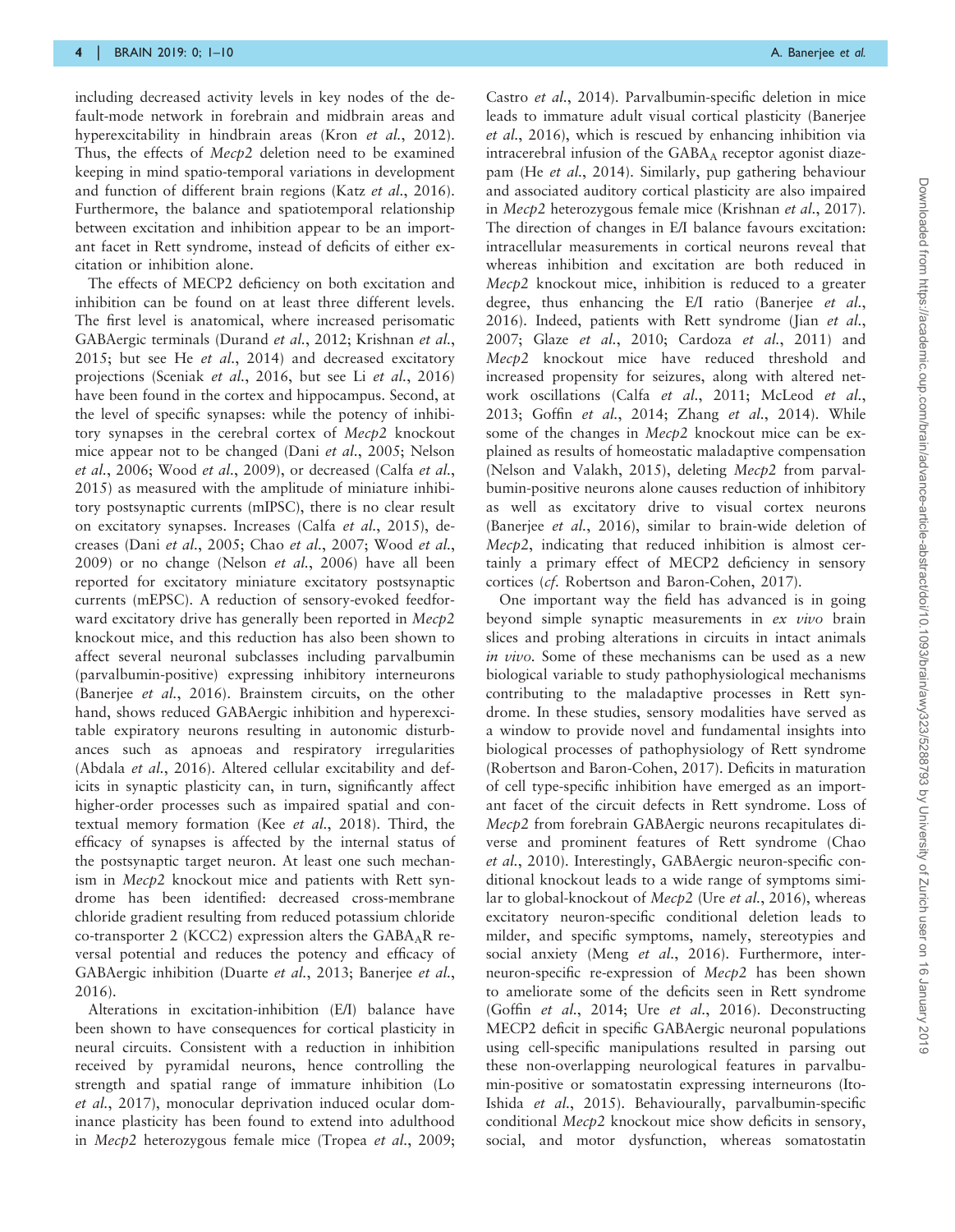including decreased activity levels in key nodes of the default-mode network in forebrain and midbrain areas and hyperexcitability in hindbrain areas (Kron *et al.*, 2012). Thus, the effects of *Mecp2* deletion need to be examined keeping in mind spatio-temporal variations in development and function of different brain regions (Katz *et al.*, 2016). Furthermore, the balance and spatiotemporal relationship between excitation and inhibition appear to be an important facet in Rett syndrome, instead of deficits of either excitation or inhibition alone.

The effects of MECP2 deficiency on both excitation and inhibition can be found on at least three different levels. The first level is anatomical, where increased perisomatic GABAergic terminals (Durand *et al.*, 2012; Krishnan *et al.*, 2015; but see He *et al.*, 2014) and decreased excitatory projections (Sceniak *et al.*, 2016, but see Li *et al.*, 2016) have been found in the cortex and hippocampus. Second, at the level of specific synapses: while the potency of inhibitory synapses in the cerebral cortex of *Mecp2* knockout mice appear not to be changed (Dani *et al.*, 2005; Nelson *et al.*, 2006; Wood *et al.*, 2009), or decreased (Calfa *et al.*, 2015) as measured with the amplitude of miniature inhibitory postsynaptic currents (mIPSC), there is no clear result on excitatory synapses. Increases (Calfa *et al.*, 2015), decreases (Dani *et al.*, 2005; Chao *et al.*, 2007; Wood *et al.*, 2009) or no change (Nelson *et al.*, 2006) have all been reported for excitatory miniature excitatory postsynaptic currents (mEPSC). A reduction of sensory-evoked feedforward excitatory drive has generally been reported in *Mecp2* knockout mice, and this reduction has also been shown to affect several neuronal subclasses including parvalbumin (parvalbumin-positive) expressing inhibitory interneurons (Banerjee *et al.*, 2016). Brainstem circuits, on the other hand, shows reduced GABAergic inhibition and hyperexcitable expiratory neurons resulting in autonomic disturbances such as apnoeas and respiratory irregularities (Abdala *et al.*, 2016). Altered cellular excitability and deficits in synaptic plasticity can, in turn, significantly affect higher-order processes such as impaired spatial and contextual memory formation (Kee *et al.*, 2018). Third, the efficacy of synapses is affected by the internal status of the postsynaptic target neuron. At least one such mechanism in *Mecp2* knockout mice and patients with Rett syndrome has been identified: decreased cross-membrane chloride gradient resulting from reduced potassium chloride co-transporter 2 (KCC2) expression alters the $GABA_AR$ reversal potential and reduces the potency and efficacy of GABAergic inhibition (Duarte *et al.*, 2013; Banerjee *et al.*, 2016).

Alterations in excitation-inhibition (E/I) balance have been shown to have consequences for cortical plasticity in neural circuits. Consistent with a reduction in inhibition received by pyramidal neurons, hence controlling the strength and spatial range of immature inhibition (Lo *et al.*, 2017), monocular deprivation induced ocular dominance plasticity has been found to extend into adulthood in *Mecp2* heterozygous female mice (Tropea *et al.*, 2009; Castro *et al.*, 2014). Parvalbumin-specific deletion in mice leads to immature adult visual cortical plasticity (Banerjee *et al.*, 2016), which is rescued by enhancing inhibition via intracerebral infusion of the $GABA_A$ receptor agonist diazepam (He *et al.*, 2014). Similarly, pup gathering behaviour and associated auditory cortical plasticity are also impaired in *Mecp2* heterozygous female mice (Krishnan *et al.*, 2017). The direction of changes in E/I balance favours excitation: intracellular measurements in cortical neurons reveal that whereas inhibition and excitation are both reduced in *Mecp2* knockout mice, inhibition is reduced to a greater degree, thus enhancing the E/I ratio (Banerjee *et al.*, 2016). Indeed, patients with Rett syndrome (Jian *et al.*, 2007; Glaze *et al.*, 2010; Cardoza *et al.*, 2011) and *Mecp2* knockout mice have reduced threshold and increased propensity for seizures, along with altered network oscillations (Calfa *et al.*, 2011; McLeod *et al.*, 2013; Goffin *et al.*, 2014; Zhang *et al.*, 2014). While some of the changes in *Mecp2* knockout mice can be explained as results of homeostatic maladaptive compensation (Nelson and Valakh, 2015), deleting *Mecp2* from parvalbumin-positive neurons alone causes reduction of inhibitory as well as excitatory drive to visual cortex neurons (Banerjee *et al.*, 2016), similar to brain-wide deletion of *Mecp2*, indicating that reduced inhibition is almost certainly a primary effect of MECP2 deficiency in sensory cortices (*cf.* Robertson and Baron-Cohen, 2017).

One important way the field has advanced is in going beyond simple synaptic measurements in *ex vivo* brain slices and probing alterations in circuits in intact animals *in vivo*. Some of these mechanisms can be used as a new biological variable to study pathophysiological mechanisms contributing to the maladaptive processes in Rett syndrome. In these studies, sensory modalities have served as a window to provide novel and fundamental insights into biological processes of pathophysiology of Rett syndrome (Robertson and Baron-Cohen, 2017). Deficits in maturation of cell type-specific inhibition have emerged as an important facet of the circuit defects in Rett syndrome. Loss of *Mecp2* from forebrain GABAergic neurons recapitulates diverse and prominent features of Rett syndrome (Chao *et al.*, 2010). Interestingly, GABAergic neuron-specific conditional knockout leads to a wide range of symptoms similar to global-knockout of *Mecp2* (Ure *et al.*, 2016), whereas excitatory neuron-specific conditional deletion leads to milder, and specific symptoms, namely, stereotypies and social anxiety (Meng *et al.*, 2016). Furthermore, interneuron-specific re-expression of *Mecp2* has been shown to ameliorate some of the deficits seen in Rett syndrome (Goffin *et al.*, 2014; Ure *et al.*, 2016). Deconstructing MECP2 deficit in specific GABAergic neuronal populations using cell-specific manipulations resulted in parsing out these non-overlapping neurological features in parvalbumin-positive or somatostatin expressing interneurons (Ito-Ishida *et al.*, 2015). Behaviourally, parvalbumin-specific conditional *Mecp2* knockout mice show deficits in sensory, social, and motor dysfunction, whereas somatostatin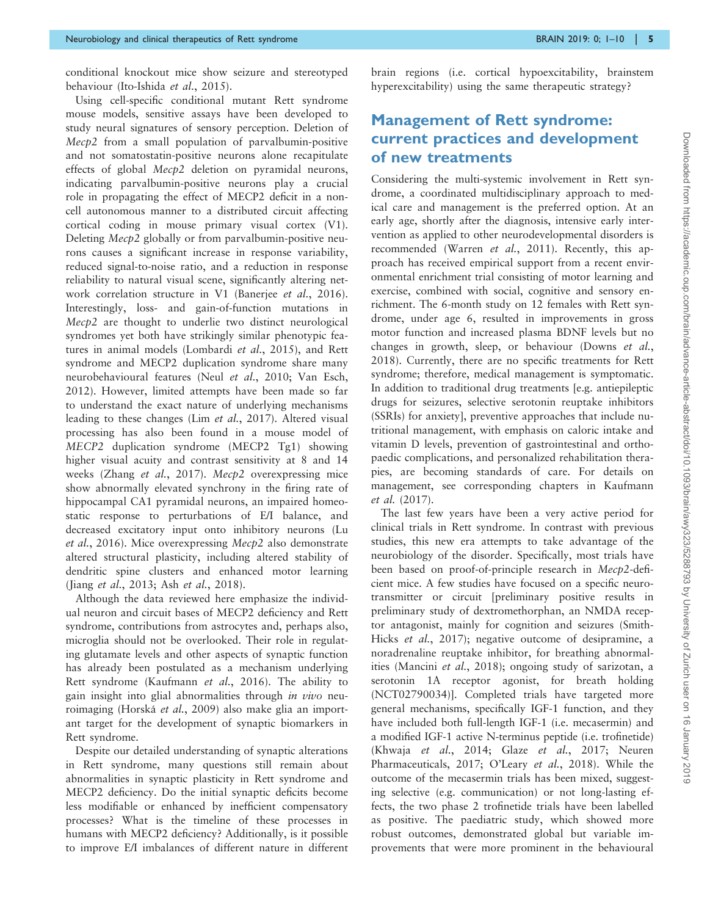conditional knockout mice show seizure and stereotyped behaviour (Ito-Ishida *et al*., 2015).

Using cell-specific conditional mutant Rett syndrome mouse models, sensitive assays have been developed to study neural signatures of sensory perception. Deletion of *Mecp2* from a small population of parvalbumin-positive and not somatostatin-positive neurons alone recapitulate effects of global *Mecp2* deletion on pyramidal neurons, indicating parvalbumin-positive neurons play a crucial role in propagating the effect of MECP2 deficit in a non-cell autonomous manner to a distributed circuit affecting cortical coding in mouse primary visual cortex (V1). Deleting *Mecp2* globally or from parvalbumin-positive neurons causes a significant increase in response variability, reduced signal-to-noise ratio, and a reduction in response reliability to natural visual scene, significantly altering network correlation structure in V1 (Banerjee *et al*., 2016). Interestingly, loss- and gain-of-function mutations in *Mecp2* are thought to underlie two distinct neurological syndromes yet both have strikingly similar phenotypic features in animal models (Lombardi *et al*., 2015), and Rett syndrome and MECP2 duplication syndrome share many neurobehavioural features (Neul *et al*., 2010; Van Esch, 2012). However, limited attempts have been made so far to understand the exact nature of underlying mechanisms leading to these changes (Lim *et al*., 2017). Altered visual processing has also been found in a mouse model of *MECP2* duplication syndrome (MECP2 Tg1) showing higher visual acuity and contrast sensitivity at 8 and 14 weeks (Zhang *et al*., 2017). *Mecp2* overexpressing mice show abnormally elevated synchrony in the firing rate of hippocampal CA1 pyramidal neurons, an impaired homeostatic response to perturbations of E/I balance, and decreased excitatory input onto inhibitory neurons (Lu *et al*., 2016). Mice overexpressing *Mecp2* also demonstrate altered structural plasticity, including altered stability of dendritic spine clusters and enhanced motor learning (Jiang *et al*., 2013; Ash *et al*., 2018).

Although the data reviewed here emphasize the individual neuron and circuit bases of MECP2 deficiency and Rett syndrome, contributions from astrocytes and, perhaps also, microglia should not be overlooked. Their role in regulating glutamate levels and other aspects of synaptic function has already been postulated as a mechanism underlying Rett syndrome (Kaufmann *et al*., 2016). The ability to gain insight into glial abnormalities through *in vivo* neuroimaging (Horská *et al*., 2009) also make glia an important target for the development of synaptic biomarkers in Rett syndrome.

Despite our detailed understanding of synaptic alterations in Rett syndrome, many questions still remain about abnormalities in synaptic plasticity in Rett syndrome and MECP2 deficiency. Do the initial synaptic deficits become less modifiable or enhanced by inefficient compensatory processes? What is the timeline of these processes in humans with MECP2 deficiency? Additionally, is it possible to improve E/I imbalances of different nature in different brain regions (i.e. cortical hypoexcitability, brainstem hyperexcitability) using the same therapeutic strategy?

## Management of Rett syndrome: current practices and development of new treatments

Considering the multi-systemic involvement in Rett syndrome, a coordinated multidisciplinary approach to medical care and management is the preferred option. At an early age, shortly after the diagnosis, intensive early intervention as applied to other neurodevelopmental disorders is recommended (Warren *et al*., 2011). Recently, this approach has received empirical support from a recent environmental enrichment trial consisting of motor learning and exercise, combined with social, cognitive and sensory enrichment. The 6-month study on 12 females with Rett syndrome, under age 6, resulted in improvements in gross motor function and increased plasma BDNF levels but no changes in growth, sleep, or behaviour (Downs *et al*., 2018). Currently, there are no specific treatments for Rett syndrome; therefore, medical management is symptomatic. In addition to traditional drug treatments [e.g. antiepileptic drugs for seizures, selective serotonin reuptake inhibitors (SSRIs) for anxiety], preventive approaches that include nutritional management, with emphasis on caloric intake and vitamin D levels, prevention of gastrointestinal and orthopaedic complications, and personalized rehabilitation therapies, are becoming standards of care. For details on management, see corresponding chapters in Kaufmann *et al*. (2017).

The last few years have been a very active period for clinical trials in Rett syndrome. In contrast with previous studies, this new era attempts to take advantage of the neurobiology of the disorder. Specifically, most trials have been based on proof-of-principle research in *Mecp2*-deficient mice. A few studies have focused on a specific neurotransmitter or circuit [preliminary positive results in preliminary study of dextromethorphan, an NMDA receptor antagonist, mainly for cognition and seizures (Smith-Hicks *et al*., 2017); negative outcome of desipramine, a noradrenaline reuptake inhibitor, for breathing abnormalities (Mancini *et al*., 2018); ongoing study of sarizotan, a serotonin 1A receptor agonist, for breath holding (NCT02790034)]. Completed trials have targeted more general mechanisms, specifically IGF-1 function, and they have included both full-length IGF-1 (i.e. mecasermin) and a modified IGF-1 active N-terminus peptide (i.e. trofinetide) (Khwaja *et al*., 2014; Glaze *et al*., 2017; Neuren Pharmaceuticals, 2017; O'Leary *et al*., 2018). While the outcome of the mecasermin trials has been mixed, suggesting selective (e.g. communication) or not long-lasting effects, the two phase 2 trofinetide trials have been labelled as positive. The paediatric study, which showed more robust outcomes, demonstrated global but variable improvements that were more prominent in the behavioural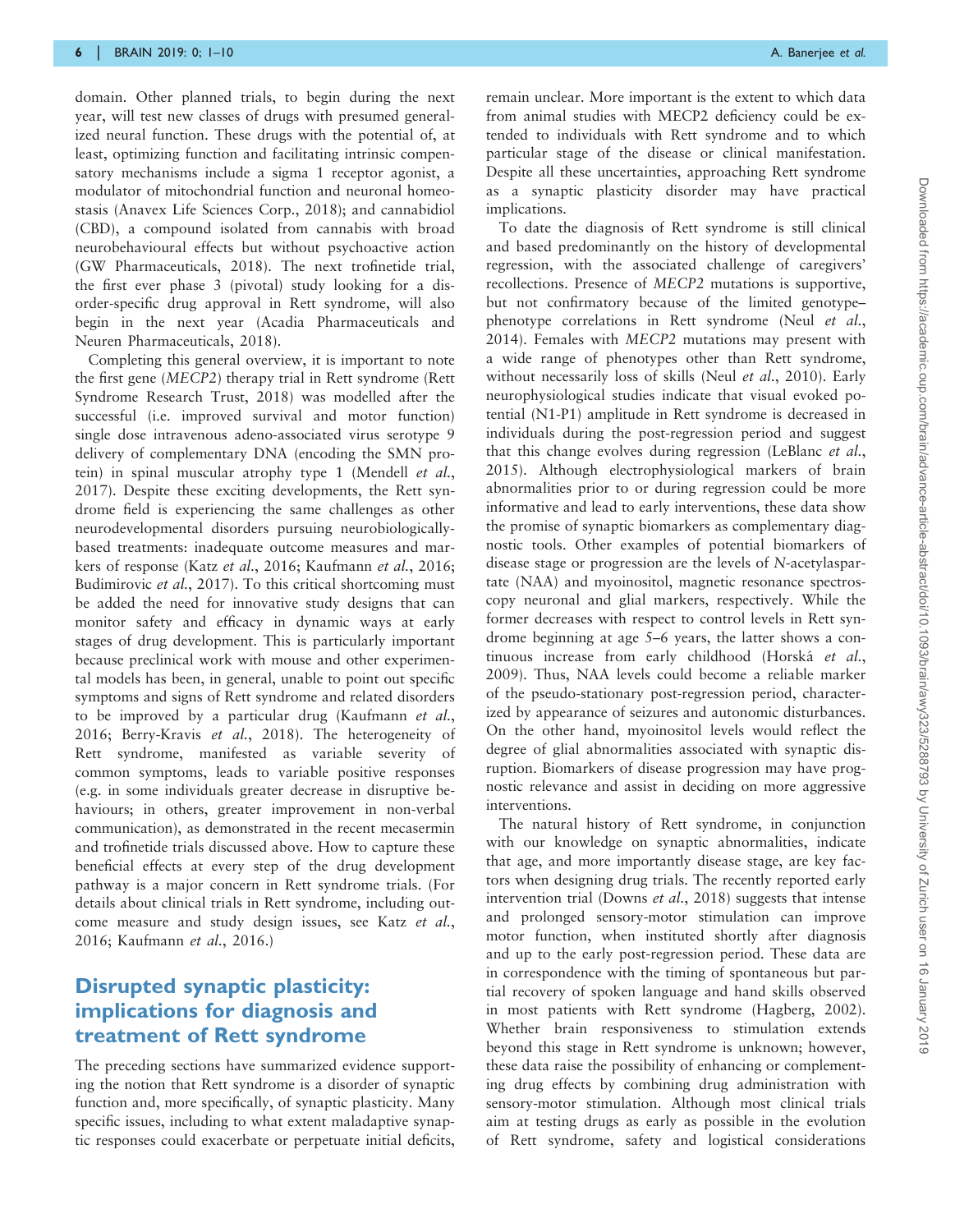domain. Other planned trials, to begin during the next year, will test new classes of drugs with presumed generalized neural function. These drugs with the potential of, at least, optimizing function and facilitating intrinsic compensatory mechanisms include a sigma 1 receptor agonist, a modulator of mitochondrial function and neuronal homeostasis (Anavex Life Sciences Corp., 2018); and cannabidiol (CBD), a compound isolated from cannabis with broad neurobehavioural effects but without psychoactive action (GW Pharmaceuticals, 2018). The next trofinetide trial, the first ever phase 3 (pivotal) study looking for a disorder-specific drug approval in Rett syndrome, will also begin in the next year (Acadia Pharmaceuticals and Neuren Pharmaceuticals, 2018).

Completing this general overview, it is important to note the first gene (*MECP2*) therapy trial in Rett syndrome (Rett Syndrome Research Trust, 2018) was modelled after the successful (i.e. improved survival and motor function) single dose intravenous adeno-associated virus serotype 9 delivery of complementary DNA (encoding the SMN protein) in spinal muscular atrophy type 1 (Mendell *et al.*, 2017). Despite these exciting developments, the Rett syndrome field is experiencing the same challenges as other neurodevelopmental disorders pursuing neurobiologically-based treatments: inadequate outcome measures and markers of response (Katz *et al.*, 2016; Kaufmann *et al.*, 2016; Budimirovic *et al.*, 2017). To this critical shortcoming must be added the need for innovative study designs that can monitor safety and efficacy in dynamic ways at early stages of drug development. This is particularly important because preclinical work with mouse and other experimental models has been, in general, unable to point out specific symptoms and signs of Rett syndrome and related disorders to be improved by a particular drug (Kaufmann *et al.*, 2016; Berry-Kravis *et al.*, 2018). The heterogeneity of Rett syndrome, manifested as variable severity of common symptoms, leads to variable positive responses (e.g. in some individuals greater decrease in disruptive behaviours; in others, greater improvement in non-verbal communication), as demonstrated in the recent mecasermin and trofinetide trials discussed above. How to capture these beneficial effects at every step of the drug development pathway is a major concern in Rett syndrome trials. (For details about clinical trials in Rett syndrome, including outcome measure and study design issues, see Katz *et al.*, 2016; Kaufmann *et al.*, 2016.)

## Disrupted synaptic plasticity: implications for diagnosis and treatment of Rett syndrome

The preceding sections have summarized evidence supporting the notion that Rett syndrome is a disorder of synaptic function and, more specifically, of synaptic plasticity. Many specific issues, including to what extent maladaptive synaptic responses could exacerbate or perpetuate initial deficits, remain unclear. More important is the extent to which data from animal studies with MECP2 deficiency could be extended to individuals with Rett syndrome and to which particular stage of the disease or clinical manifestation. Despite all these uncertainties, approaching Rett syndrome as a synaptic plasticity disorder may have practical implications.

To date the diagnosis of Rett syndrome is still clinical and based predominantly on the history of developmental regression, with the associated challenge of caregivers' recollections. Presence of *MECP2* mutations is supportive, but not confirmatory because of the limited genotype–phenotype correlations in Rett syndrome (Neul *et al.*, 2014). Females with *MECP2* mutations may present with a wide range of phenotypes other than Rett syndrome, without necessarily loss of skills (Neul *et al.*, 2010). Early neurophysiological studies indicate that visual evoked potential (N1-P1) amplitude in Rett syndrome is decreased in individuals during the post-regression period and suggest that this change evolves during regression (LeBlanc *et al.*, 2015). Although electrophysiological markers of brain abnormalities prior to or during regression could be more informative and lead to early interventions, these data show the promise of synaptic biomarkers as complementary diagnostic tools. Other examples of potential biomarkers of disease stage or progression are the levels of *N*-acetylaspartate (NAA) and myoinositol, magnetic resonance spectroscopy neuronal and glial markers, respectively. While the former decreases with respect to control levels in Rett syndrome beginning at age 5–6 years, the latter shows a continuous increase from early childhood (Horská *et al.*, 2009). Thus, NAA levels could become a reliable marker of the pseudo-stationary post-regression period, characterized by appearance of seizures and autonomic disturbances. On the other hand, myoinositol levels would reflect the degree of glial abnormalities associated with synaptic disruption. Biomarkers of disease progression may have prognostic relevance and assist in deciding on more aggressive interventions.

The natural history of Rett syndrome, in conjunction with our knowledge on synaptic abnormalities, indicate that age, and more importantly disease stage, are key factors when designing drug trials. The recently reported early intervention trial (Downs *et al.*, 2018) suggests that intense and prolonged sensory-motor stimulation can improve motor function, when instituted shortly after diagnosis and up to the early post-regression period. These data are in correspondence with the timing of spontaneous but partial recovery of spoken language and hand skills observed in most patients with Rett syndrome (Hagberg, 2002). Whether brain responsiveness to stimulation extends beyond this stage in Rett syndrome is unknown; however, these data raise the possibility of enhancing or complementing drug effects by combining drug administration with sensory-motor stimulation. Although most clinical trials aim at testing drugs as early as possible in the evolution of Rett syndrome, safety and logistical considerations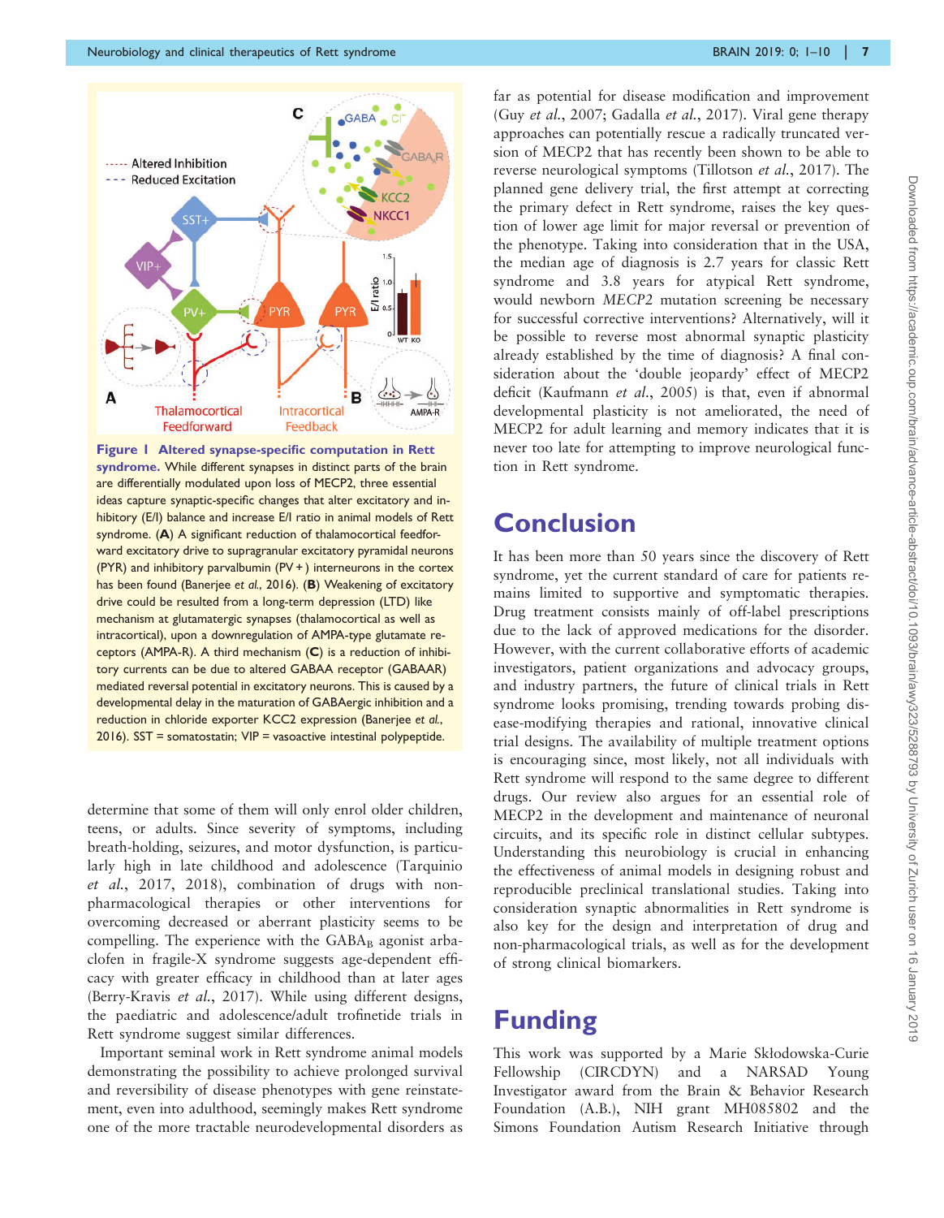**Figure 1 Altered synapse-specific computation in Rett syndrome.** While different synapses in distinct parts of the brain are differentially modulated upon loss of MECP2, three essential ideas capture synaptic-specific changes that alter excitatory and inhibitory (E/I) balance and increase E/I ratio in animal models of Rett syndrome. (**A**) A significant reduction of thalamocortical feedforward excitatory drive to supragranular excitatory pyramidal neurons (PYR) and inhibitory parvalbumin (PV+) interneurons in the cortex has been found (Banerjee *et al.*, 2016). (**B**) Weakening of excitatory drive could be resulted from a long-term depression (LTD) like mechanism at glutamatergic synapses (thalamocortical as well as intracortical), upon a downregulation of AMPA-type glutamate receptors (AMPA-R). A third mechanism (**C**) is a reduction of inhibitory currents can be due to altered GABAA receptor (GABAAR) mediated reversal potential in excitatory neurons. This is caused by a developmental delay in the maturation of GABAergic inhibition and a reduction in chloride exporter KCC2 expression (Banerjee *et al.*, 2016). SST = somatostatin; VIP = vasoactive intestinal polypeptide.

determine that some of them will only enrol older children, teens, or adults. Since severity of symptoms, including breath-holding, seizures, and motor dysfunction, is particularly high in late childhood and adolescence (Tarquinio *et al.*, 2017, 2018), combination of drugs with non-pharmacological therapies or other interventions for overcoming decreased or aberrant plasticity seems to be compelling. The experience with the $GABA_B$ agonist arbaclofen in fragile-X syndrome suggests age-dependent efficacy with greater efficacy in childhood than at later ages (Berry-Kravis *et al.*, 2017). While using different designs, the paediatric and adolescence/adult trofinetide trials in Rett syndrome suggest similar differences.

Important seminal work in Rett syndrome animal models demonstrating the possibility to achieve prolonged survival and reversibility of disease phenotypes with gene reinstatement, even into adulthood, seemingly makes Rett syndrome one of the more tractable neurodevelopmental disorders as far as potential for disease modification and improvement (Guy *et al.*, 2007; Gadalla *et al.*, 2017). Viral gene therapy approaches can potentially rescue a radically truncated version of MECP2 that has recently been shown to be able to reverse neurological symptoms (Tillotson *et al.*, 2017). The planned gene delivery trial, the first attempt at correcting the primary defect in Rett syndrome, raises the key question of lower age limit for major reversal or prevention of the phenotype. Taking into consideration that in the USA, the median age of diagnosis is 2.7 years for classic Rett syndrome and 3.8 years for atypical Rett syndrome, would newborn *MECP2* mutation screening be necessary for successful corrective interventions? Alternatively, will it be possible to reverse most abnormal synaptic plasticity already established by the time of diagnosis? A final consideration about the 'double jeopardy' effect of MECP2 deficit (Kaufmann *et al.*, 2005) is that, even if abnormal developmental plasticity is not ameliorated, the need of MECP2 for adult learning and memory indicates that it is never too late for attempting to improve neurological function in Rett syndrome.

# Conclusion

It has been more than 50 years since the discovery of Rett syndrome, yet the current standard of care for patients remains limited to supportive and symptomatic therapies. Drug treatment consists mainly of off-label prescriptions due to the lack of approved medications for the disorder. However, with the current collaborative efforts of academic investigators, patient organizations and advocacy groups, and industry partners, the future of clinical trials in Rett syndrome looks promising, trending towards probing disease-modifying therapies and rational, innovative clinical trial designs. The availability of multiple treatment options is encouraging since, most likely, not all individuals with Rett syndrome will respond to the same degree to different drugs. Our review also argues for an essential role of MECP2 in the development and maintenance of neuronal circuits, and its specific role in distinct cellular subtypes. Understanding this neurobiology is crucial in enhancing the effectiveness of animal models in designing robust and reproducible preclinical translational studies. Taking into consideration synaptic abnormalities in Rett syndrome is also key for the design and interpretation of drug and non-pharmacological trials, as well as for the development of strong clinical biomarkers.

# Funding

This work was supported by a Marie Skłodowska-Curie Fellowship (CIRCDYN) and a NARSAD Young Investigator award from the Brain & Behavior Research Foundation (A.B.), NIH grant MH085802 and the Simons Foundation Autism Research Initiative through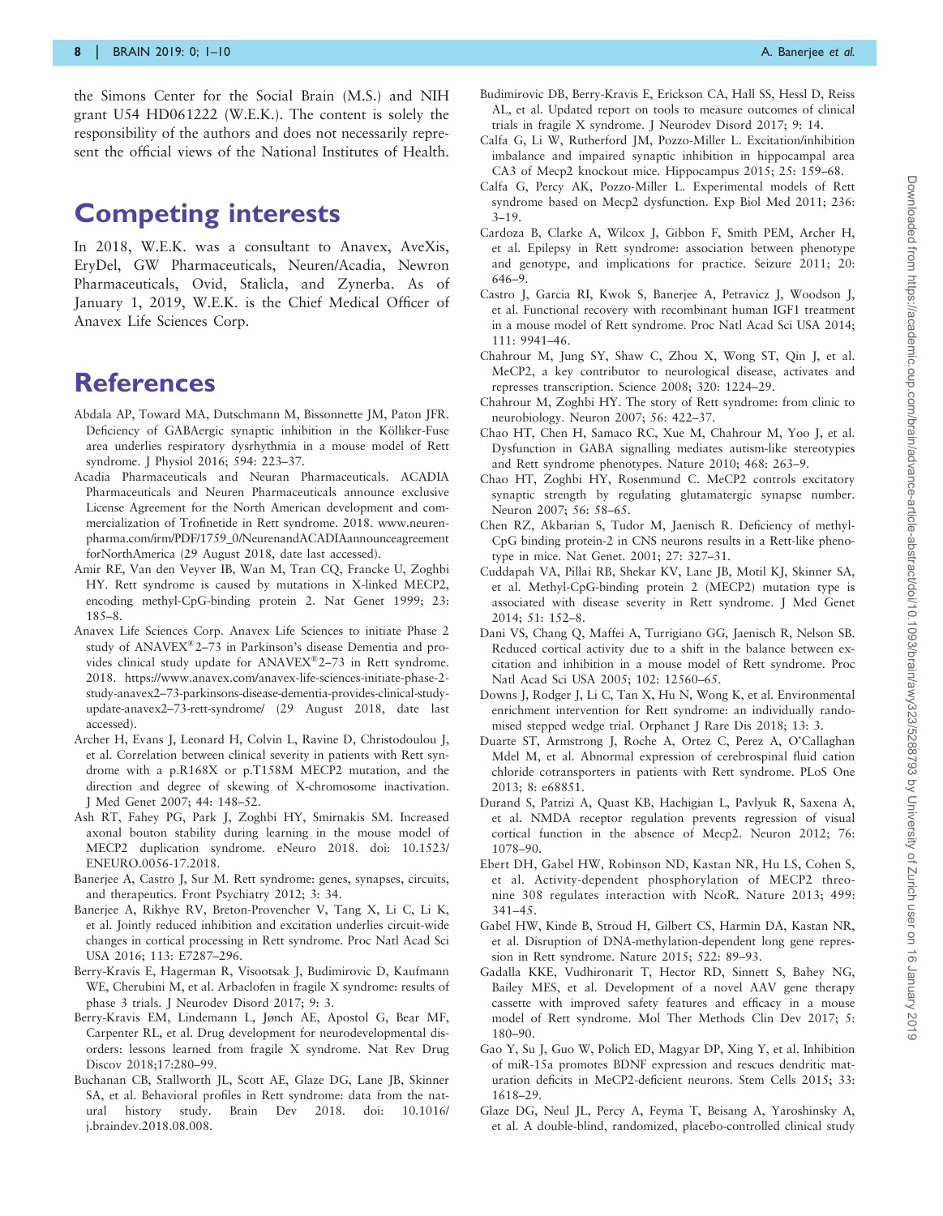the Simons Center for the Social Brain (M.S.) and NIH grant U54 HD061222 (W.E.K.). The content is solely the responsibility of the authors and does not necessarily represent the official views of the National Institutes of Health.

# Competing interests

In 2018, W.E.K. was a consultant to Anavex, AveXis, EryDel, GW Pharmaceuticals, Neuren/Acadia, Newron Pharmaceuticals, Ovid, Stalicla, and Zynerba. As of January 1, 2019, W.E.K. is the Chief Medical Officer of Anavex Life Sciences Corp.

# References

Abdala AP, Toward MA, Dutschmann M, Bissonnette JM, Paton JFR. Deficiency of GABAergic synaptic inhibition in the Kölliker-Fuse area underlies respiratory dysrhythmia in a mouse model of Rett syndrome. J Physiol 2016; 594: 223–37.

Acadia Pharmaceuticals and Neuran Pharmaceuticals. ACADIA Pharmaceuticals and Neuren Pharmaceuticals announce exclusive License Agreement for the North American development and commercialization of Trofinetide in Rett syndrome. 2018. www.neurenpharma.com/irm/PDF/1759_0/NeurenandACADIAannounceagreementforNorthAmerica (29 August 2018, date last accessed).

Amir RE, Van den Veyver IB, Wan M, Tran CQ, Francke U, Zoghbi HY. Rett syndrome is caused by mutations in X-linked MECP2, encoding methyl-CpG-binding protein 2. Nat Genet 1999; 23: 185–8.

Anavex Life Sciences Corp. Anavex Life Sciences to initiate Phase 2 study of ANAVEX®2–73 in Parkinson's disease Dementia and provides clinical study update for ANAVEX®2–73 in Rett syndrome. 2018. https://www.anavex.com/anavex-life-sciences-initiate-phase-2-study-anavex2–73-parkinsons-disease-dementia-provides-clinical-study-update-anavex2–73-rett-syndrome/ (29 August 2018, date last accessed).

Archer H, Evans J, Leonard H, Colvin L, Ravine D, Christodoulou J, et al. Correlation between clinical severity in patients with Rett syndrome with a p.R168X or p.T158M MECP2 mutation, and the direction and degree of skewing of X-chromosome inactivation. J Med Genet 2007; 44: 148–52.

Ash RT, Fahey PG, Park J, Zoghbi HY, Smirnakis SM. Increased axonal bouton stability during learning in the mouse model of MECP2 duplication syndrome. eNeuro 2018. doi: 10.1523/ENEURO.0056-17.2018.

Banerjee A, Castro J, Sur M. Rett syndrome: genes, synapses, circuits, and therapeutics. Front Psychiatry 2012; 3: 34.

Banerjee A, Rikhye RV, Breton-Provencher V, Tang X, Li C, Li K, et al. Jointly reduced inhibition and excitation underlies circuit-wide changes in cortical processing in Rett syndrome. Proc Natl Acad Sci USA 2016; 113: E7287–296.

Berry-Kravis E, Hagerman R, Visootsak J, Budimirovic D, Kaufmann WE, Cherubini M, et al. Arbaclofen in fragile X syndrome: results of phase 3 trials. J Neurodev Disord 2017; 9: 3.

Berry-Kravis EM, Lindemann L, Jønch AE, Apostol G, Bear MF, Carpenter RL, et al. Drug development for neurodevelopmental disorders: lessons learned from fragile X syndrome. Nat Rev Drug Discov 2018;17:280–99.

Buchanan CB, Stallworth JL, Scott AE, Glaze DG, Lane JB, Skinner SA, et al. Behavioral profiles in Rett syndrome: data from the natural history study. Brain Dev 2018. doi: 10.1016/j.braindev.2018.08.008.

Budimirovic DB, Berry-Kravis E, Erickson CA, Hall SS, Hessl D, Reiss AL, et al. Updated report on tools to measure outcomes of clinical trials in fragile X syndrome. J Neurodev Disord 2017; 9: 14.

Calfa G, Li W, Rutherford JM, Pozzo-Miller L. Excitation/inhibition imbalance and impaired synaptic inhibition in hippocampal area CA3 of Mecp2 knockout mice. Hippocampus 2015; 25: 159–68.

Calfa G, Percy AK, Pozzo-Miller L. Experimental models of Rett syndrome based on Mecp2 dysfunction. Exp Biol Med 2011; 236: 3–19.

Cardoza B, Clarke A, Wilcox J, Gibbon F, Smith PEM, Archer H, et al. Epilepsy in Rett syndrome: association between phenotype and genotype, and implications for practice. Seizure 2011; 20: 646–9.

Castro J, Garcia RI, Kwok S, Banerjee A, Petravicz J, Woodson J, et al. Functional recovery with recombinant human IGF1 treatment in a mouse model of Rett syndrome. Proc Natl Acad Sci USA 2014; 111: 9941–46.

Chahrour M, Jung SY, Shaw C, Zhou X, Wong ST, Qin J, et al. MeCP2, a key contributor to neurological disease, activates and represses transcription. Science 2008; 320: 1224–29.

Chahrour M, Zoghbi HY. The story of Rett syndrome: from clinic to neurobiology. Neuron 2007; 56: 422–37.

Chao HT, Chen H, Samaco RC, Xue M, Chahrour M, Yoo J, et al. Dysfunction in GABA signalling mediates autism-like stereotypies and Rett syndrome phenotypes. Nature 2010; 468: 263–9.

Chao HT, Zoghbi HY, Rosenmund C. MeCP2 controls excitatory synaptic strength by regulating glutamatergic synapse number. Neuron 2007; 56: 58–65.

Chen RZ, Akbarian S, Tudor M, Jaenisch R. Deficiency of methyl-CpG binding protein-2 in CNS neurons results in a Rett-like phenotype in mice. Nat Genet. 2001; 27: 327–31.

Cuddapah VA, Pillai RB, Shekar KV, Lane JB, Motil KJ, Skinner SA, et al. Methyl-CpG-binding protein 2 (MECP2) mutation type is associated with disease severity in Rett syndrome. J Med Genet 2014; 51: 152–8.

Dani VS, Chang Q, Maffei A, Turrigiano GG, Jaenisch R, Nelson SB. Reduced cortical activity due to a shift in the balance between excitation and inhibition in a mouse model of Rett syndrome. Proc Natl Acad Sci USA 2005; 102: 12560–65.

Downs J, Rodger J, Li C, Tan X, Hu N, Wong K, et al. Environmental enrichment intervention for Rett syndrome: an individually randomised stepped wedge trial. Orphanet J Rare Dis 2018; 13: 3.

Duarte ST, Armstrong J, Roche A, Ortez C, Perez A, O'Callaghan Mdel M, et al. Abnormal expression of cerebrospinal fluid cation chloride cotransporters in patients with Rett syndrome. PLoS One 2013; 8: e68851.

Durand S, Patrizi A, Quast KB, Hachigian L, Pavlyuk R, Saxena A, et al. NMDA receptor regulation prevents regression of visual cortical function in the absence of Mecp2. Neuron 2012; 76: 1078–90.

Ebert DH, Gabel HW, Robinson ND, Kastan NR, Hu LS, Cohen S, et al. Activity-dependent phosphorylation of MECP2 threonine 308 regulates interaction with NcoR. Nature 2013; 499: 341–45.

Gabel HW, Kinde B, Stroud H, Gilbert CS, Harmin DA, Kastan NR, et al. Disruption of DNA-methylation-dependent long gene repression in Rett syndrome. Nature 2015; 522: 89–93.

Gadalla KKE, Vudhironarit T, Hector RD, Sinnett S, Bahey NG, Bailey MES, et al. Development of a novel AAV gene therapy cassette with improved safety features and efficacy in a mouse model of Rett syndrome. Mol Ther Methods Clin Dev 2017; 5: 180–90.

Gao Y, Su J, Guo W, Polich ED, Magyar DP, Xing Y, et al. Inhibition of miR-15a promotes BDNF expression and rescues dendritic maturation deficits in MeCP2-deficient neurons. Stem Cells 2015; 33: 1618–29.

Glaze DG, Neul JL, Percy A, Feyma T, Beisang A, Yaroshinsky A, et al. A double-blind, randomized, placebo-controlled clinical study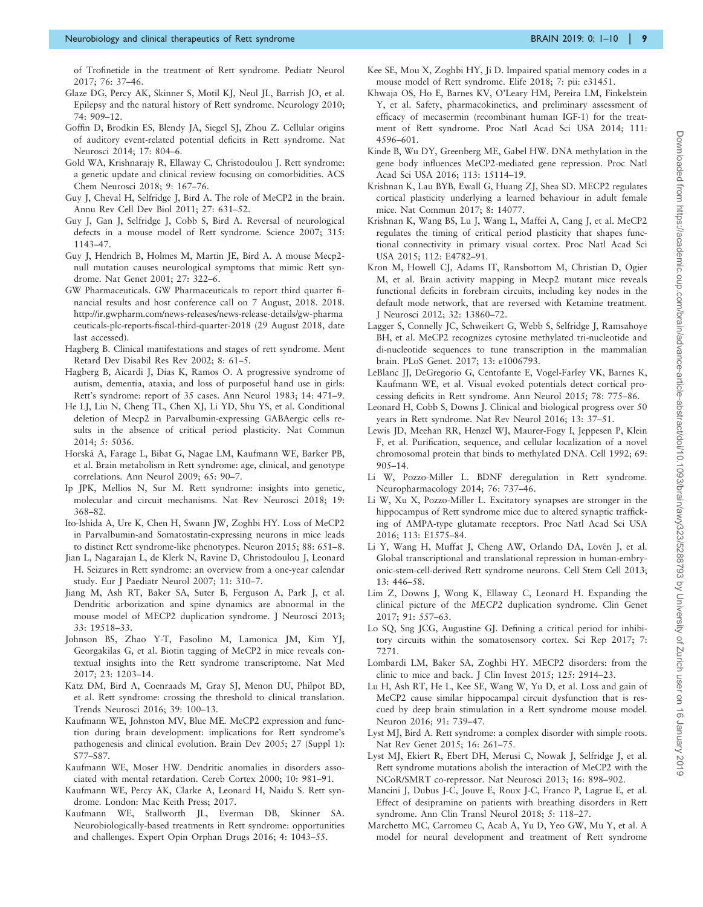of Trofinetide in the treatment of Rett syndrome. Pediatr Neurol 2017; 76: 37–46.

Glaze DG, Percy AK, Skinner S, Motil KJ, Neul JL, Barrish JO, et al. Epilepsy and the natural history of Rett syndrome. Neurology 2010; 74: 909–12.

Goffin D, Brodkin ES, Blendy JA, Siegel SJ, Zhou Z. Cellular origins of auditory event-related potential deficits in Rett syndrome. Nat Neurosci 2014; 17: 804–6.

Gold WA, Krishnarajy R, Ellaway C, Christodoulou J. Rett syndrome: a genetic update and clinical review focusing on comorbidities. ACS Chem Neurosci 2018; 9: 167–76.

Guy J, Cheval H, Selfridge J, Bird A. The role of MeCP2 in the brain. Annu Rev Cell Dev Biol 2011; 27: 631–52.

Guy J, Gan J, Selfridge J, Cobb S, Bird A. Reversal of neurological defects in a mouse model of Rett syndrome. Science 2007; 315: 1143–47.

Guy J, Hendrich B, Holmes M, Martin JE, Bird A. A mouse Mecp2-null mutation causes neurological symptoms that mimic Rett syndrome. Nat Genet 2001; 27: 322–6.

GW Pharmaceuticals. GW Pharmaceuticals to report third quarter financial results and host conference call on 7 August, 2018. 2018. http://ir.gwpharm.com/news-releases/news-release-details/gw-pharmaceuticals-plc-reports-fiscal-third-quarter-2018 (29 August 2018, date last accessed).

Hagberg B. Clinical manifestations and stages of rett syndrome. Ment Retard Dev Disabil Res Rev 2002; 8: 61–5.

Hagberg B, Aicardi J, Dias K, Ramos O. A progressive syndrome of autism, dementia, ataxia, and loss of purposeful hand use in girls: Rett's syndrome: report of 35 cases. Ann Neurol 1983; 14: 471–9.

He LJ, Liu N, Cheng TL, Chen XJ, Li YD, Shu YS, et al. Conditional deletion of Mecp2 in Parvalbumin-expressing GABAergic cells results in the absence of critical period plasticity. Nat Commun 2014; 5: 5036.

Horská A, Farage L, Bibat G, Nagae LM, Kaufmann WE, Barker PB, et al. Brain metabolism in Rett syndrome: age, clinical, and genotype correlations. Ann Neurol 2009; 65: 90–7.

Ip JPK, Mellios N, Sur M. Rett syndrome: insights into genetic, molecular and circuit mechanisms. Nat Rev Neurosci 2018; 19: 368–82.

Ito-Ishida A, Ure K, Chen H, Swann JW, Zoghbi HY. Loss of MeCP2 in Parvalbumin-and Somatostatin-expressing neurons in mice leads to distinct Rett syndrome-like phenotypes. Neuron 2015; 88: 651–8.

Jian L, Nagarajan L, de Klerk N, Ravine D, Christodoulou J, Leonard H. Seizures in Rett syndrome: an overview from a one-year calendar study. Eur J Paediatr Neurol 2007; 11: 310–7.

Jiang M, Ash RT, Baker SA, Suter B, Ferguson A, Park J, et al. Dendritic arborization and spine dynamics are abnormal in the mouse model of MECP2 duplication syndrome. J Neurosci 2013; 33: 19518–33.

Johnson BS, Zhao Y-T, Fasolino M, Lamonica JM, Kim YJ, Georgakilas G, et al. Biotin tagging of MeCP2 in mice reveals contextual insights into the Rett syndrome transcriptome. Nat Med 2017; 23: 1203–14.

Katz DM, Bird A, Coenraads M, Gray SJ, Menon DU, Philpot BD, et al. Rett syndrome: crossing the threshold to clinical translation. Trends Neurosci 2016; 39: 100–13.

Kaufmann WE, Johnston MV, Blue ME. MeCP2 expression and function during brain development: implications for Rett syndrome's pathogenesis and clinical evolution. Brain Dev 2005; 27 (Suppl 1): S77–S87.

Kaufmann WE, Moser HW. Dendritic anomalies in disorders associated with mental retardation. Cereb Cortex 2000; 10: 981–91.

Kaufmann WE, Percy AK, Clarke A, Leonard H, Naidu S. Rett syndrome. London: Mac Keith Press; 2017.

Kaufmann WE, Stallworth JL, Everman DB, Skinner SA. Neurobiologically-based treatments in Rett syndrome: opportunities and challenges. Expert Opin Orphan Drugs 2016; 4: 1043–55.

Kee SE, Mou X, Zoghbi HY, Ji D. Impaired spatial memory codes in a mouse model of Rett syndrome. Elife 2018; 7: pii: e31451.

Khwaja OS, Ho E, Barnes KV, O'Leary HM, Pereira LM, Finkelstein Y, et al. Safety, pharmacokinetics, and preliminary assessment of efficacy of mecasermin (recombinant human IGF-1) for the treatment of Rett syndrome. Proc Natl Acad Sci USA 2014; 111: 4596–601.

Kinde B, Wu DY, Greenberg ME, Gabel HW. DNA methylation in the gene body influences MeCP2-mediated gene repression. Proc Natl Acad Sci USA 2016; 113: 15114–19.

Krishnan K, Lau BYB, Ewall G, Huang ZJ, Shea SD. MECP2 regulates cortical plasticity underlying a learned behaviour in adult female mice. Nat Commun 2017; 8: 14077.

Krishnan K, Wang BS, Lu J, Wang L, Maffei A, Cang J, et al. MeCP2 regulates the timing of critical period plasticity that shapes functional connectivity in primary visual cortex. Proc Natl Acad Sci USA 2015; 112: E4782–91.

Kron M, Howell CJ, Adams IT, Ransbottom M, Christian D, Ogier M, et al. Brain activity mapping in Mecp2 mutant mice reveals functional deficits in forebrain circuits, including key nodes in the default mode network, that are reversed with Ketamine treatment. J Neurosci 2012; 32: 13860–72.

Lagger S, Connelly JC, Schweikert G, Webb S, Selfridge J, Ramsahoye BH, et al. MeCP2 recognizes cytosine methylated tri-nucleotide and di-nucleotide sequences to tune transcription in the mammalian brain. PLoS Genet. 2017; 13: e1006793.

LeBlanc JJ, DeGregorio G, Centofante E, Vogel-Farley VK, Barnes K, Kaufmann WE, et al. Visual evoked potentials detect cortical processing deficits in Rett syndrome. Ann Neurol 2015; 78: 775–86.

Leonard H, Cobb S, Downs J. Clinical and biological progress over 50 years in Rett syndrome. Nat Rev Neurol 2016; 13: 37–51.

Lewis JD, Meehan RR, Henzel WJ, Maurer-Fogy I, Jeppesen P, Klein F, et al. Purification, sequence, and cellular localization of a novel chromosomal protein that binds to methylated DNA. Cell 1992; 69: 905–14.

Li W, Pozzo-Miller L. BDNF deregulation in Rett syndrome. Neuropharmacology 2014; 76: 737–46.

Li W, Xu X, Pozzo-Miller L. Excitatory synapses are stronger in the hippocampus of Rett syndrome mice due to altered synaptic trafficking of AMPA-type glutamate receptors. Proc Natl Acad Sci USA 2016; 113: E1575–84.

Li Y, Wang H, Muffat J, Cheng AW, Orlando DA, Lovén J, et al. Global transcriptional and translational repression in human-embryonic-stem-cell-derived Rett syndrome neurons. Cell Stem Cell 2013; 13: 446–58.

Lim Z, Downs J, Wong K, Ellaway C, Leonard H. Expanding the clinical picture of the *MECP2* duplication syndrome. Clin Genet 2017; 91: 557–63.

Lo SQ, Sng JCG, Augustine GJ. Defining a critical period for inhibitory circuits within the somatosensory cortex. Sci Rep 2017; 7: 7271.

Lombardi LM, Baker SA, Zoghbi HY. MECP2 disorders: from the clinic to mice and back. J Clin Invest 2015; 125: 2914–23.

Lu H, Ash RT, He L, Kee SE, Wang W, Yu D, et al. Loss and gain of MeCP2 cause similar hippocampal circuit dysfunction that is rescued by deep brain stimulation in a Rett syndrome mouse model. Neuron 2016; 91: 739–47.

Lyst MJ, Bird A. Rett syndrome: a complex disorder with simple roots. Nat Rev Genet 2015; 16: 261–75.

Lyst MJ, Ekiert R, Ebert DH, Merusi C, Nowak J, Selfridge J, et al. Rett syndrome mutations abolish the interaction of MeCP2 with the NCoR/SMRT co-repressor. Nat Neurosci 2013; 16: 898–902.

Mancini J, Dubus J-C, Jouve E, Roux J-C, Franco P, Lagrue E, et al. Effect of desipramine on patients with breathing disorders in Rett syndrome. Ann Clin Transl Neurol 2018; 5: 118–27.

Marchetto MC, Carromeu C, Acab A, Yu D, Yeo GW, Mu Y, et al. A model for neural development and treatment of Rett syndrome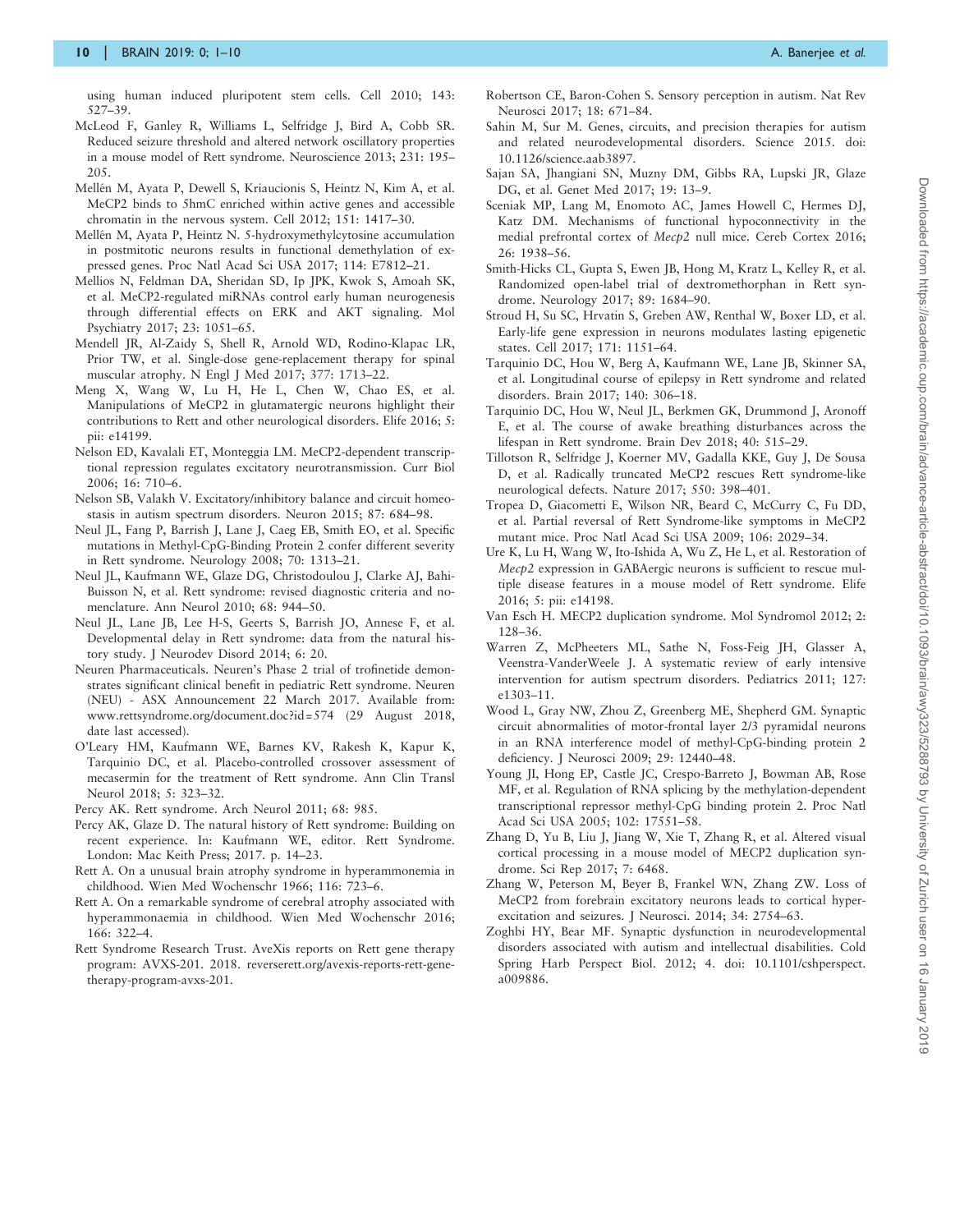using human induced pluripotent stem cells. Cell 2010; 143: 527–39.

McLeod F, Ganley R, Williams L, Selfridge J, Bird A, Cobb SR. Reduced seizure threshold and altered network oscillatory properties in a mouse model of Rett syndrome. Neuroscience 2013; 231: 195–205.

Mellén M, Ayata P, Dewell S, Kriaucionis S, Heintz N, Kim A, et al. MeCP2 binds to 5hmC enriched within active genes and accessible chromatin in the nervous system. Cell 2012; 151: 1417–30.

Mellén M, Ayata P, Heintz N. 5-hydroxymethylcytosine accumulation in postmitotic neurons results in functional demethylation of expressed genes. Proc Natl Acad Sci USA 2017; 114: E7812–21.

Mellios N, Feldman DA, Sheridan SD, Ip JPK, Kwok S, Amoah SK, et al. MeCP2-regulated miRNAs control early human neurogenesis through differential effects on ERK and AKT signaling. Mol Psychiatry 2017; 23: 1051–65.

Mendell JR, Al-Zaidy S, Shell R, Arnold WD, Rodino-Klapac LR, Prior TW, et al. Single-dose gene-replacement therapy for spinal muscular atrophy. N Engl J Med 2017; 377: 1713–22.

Meng X, Wang W, Lu H, He L, Chen W, Chao ES, et al. Manipulations of MeCP2 in glutamatergic neurons highlight their contributions to Rett and other neurological disorders. Elife 2016; 5: pii: e14199.

Nelson ED, Kavalali ET, Monteggia LM. MeCP2-dependent transcriptional repression regulates excitatory neurotransmission. Curr Biol 2006; 16: 710–6.

Nelson SB, Valakh V. Excitatory/inhibitory balance and circuit homeostasis in autism spectrum disorders. Neuron 2015; 87: 684–98.

Neul JL, Fang P, Barrish J, Lane J, Caeg EB, Smith EO, et al. Specific mutations in Methyl-CpG-Binding Protein 2 confer different severity in Rett syndrome. Neurology 2008; 70: 1313–21.

Neul JL, Kaufmann WE, Glaze DG, Christodoulou J, Clarke AJ, Bahi-Buisson N, et al. Rett syndrome: revised diagnostic criteria and nomenclature. Ann Neurol 2010; 68: 944–50.

Neul JL, Lane JB, Lee H-S, Geerts S, Barrish JO, Annese F, et al. Developmental delay in Rett syndrome: data from the natural history study. J Neurodev Disord 2014; 6: 20.

Neuren Pharmaceuticals. Neuren's Phase 2 trial of trofinetide demonstrates significant clinical benefit in pediatric Rett syndrome. Neuren (NEU) - ASX Announcement 22 March 2017. Available from: www.rettsyndrome.org/document.doc?id=574 (29 August 2018, date last accessed).

O'Leary HM, Kaufmann WE, Barnes KV, Rakesh K, Kapur K, Tarquinio DC, et al. Placebo-controlled crossover assessment of mecasermin for the treatment of Rett syndrome. Ann Clin Transl Neurol 2018; 5: 323–32.

Percy AK. Rett syndrome. Arch Neurol 2011; 68: 985.

Percy AK, Glaze D. The natural history of Rett syndrome: Building on recent experience. In: Kaufmann WE, editor. Rett Syndrome. London: Mac Keith Press; 2017. p. 14–23.

Rett A. On a unusual brain atrophy syndrome in hyperammonemia in childhood. Wien Med Wochenschr 1966; 116: 723–6.

Rett A. On a remarkable syndrome of cerebral atrophy associated with hyperammonaemia in childhood. Wien Med Wochenschr 2016; 166: 322–4.

Rett Syndrome Research Trust. AveXis reports on Rett gene therapy program: AVXS-201. 2018. reverserett.org/avexis-reports-rett-gene-therapy-program-avxs-201.

Robertson CE, Baron-Cohen S. Sensory perception in autism. Nat Rev Neurosci 2017; 18: 671–84.

Sahin M, Sur M. Genes, circuits, and precision therapies for autism and related neurodevelopmental disorders. Science 2015. doi: 10.1126/science.aab3897.

Sajan SA, Jhangiani SN, Muzny DM, Gibbs RA, Lupski JR, Glaze DG, et al. Genet Med 2017; 19: 13–9.

Sceniak MP, Lang M, Enomoto AC, James Howell C, Hermes DJ, Katz DM. Mechanisms of functional hypoconnectivity in the medial prefrontal cortex of *Mecp2* null mice. Cereb Cortex 2016; 26: 1938–56.

Smith-Hicks CL, Gupta S, Ewen JB, Hong M, Kratz L, Kelley R, et al. Randomized open-label trial of dextromethorphan in Rett syndrome. Neurology 2017; 89: 1684–90.

Stroud H, Su SC, Hrvatin S, Greben AW, Renthal W, Boxer LD, et al. Early-life gene expression in neurons modulates lasting epigenetic states. Cell 2017; 171: 1151–64.

Tarquinio DC, Hou W, Berg A, Kaufmann WE, Lane JB, Skinner SA, et al. Longitudinal course of epilepsy in Rett syndrome and related disorders. Brain 2017; 140: 306–18.

Tarquinio DC, Hou W, Neul JL, Berkmen GK, Drummond J, Aronoff E, et al. The course of awake breathing disturbances across the lifespan in Rett syndrome. Brain Dev 2018; 40: 515–29.

Tillotson R, Selfridge J, Koerner MV, Gadalla KKE, Guy J, De Sousa D, et al. Radically truncated MeCP2 rescues Rett syndrome-like neurological defects. Nature 2017; 550: 398–401.

Tropea D, Giacometti E, Wilson NR, Beard C, McCurry C, Fu DD, et al. Partial reversal of Rett Syndrome-like symptoms in MeCP2 mutant mice. Proc Natl Acad Sci USA 2009; 106: 2029–34.

Ure K, Lu H, Wang W, Ito-Ishida A, Wu Z, He L, et al. Restoration of *Mecp2* expression in GABAergic neurons is sufficient to rescue multiple disease features in a mouse model of Rett syndrome. Elife 2016; 5: pii: e14198.

Van Esch H. MECP2 duplication syndrome. Mol Syndromol 2012; 2: 128–36.

Warren Z, McPheeters ML, Sathe N, Foss-Feig JH, Glasser A, Veenstra-VanderWeele J. A systematic review of early intensive intervention for autism spectrum disorders. Pediatrics 2011; 127: e1303–11.

Wood L, Gray NW, Zhou Z, Greenberg ME, Shepherd GM. Synaptic circuit abnormalities of motor-frontal layer 2/3 pyramidal neurons in an RNA interference model of methyl-CpG-binding protein 2 deficiency. J Neurosci 2009; 29: 12440–48.

Young JI, Hong EP, Castle JC, Crespo-Barreto J, Bowman AB, Rose MF, et al. Regulation of RNA splicing by the methylation-dependent transcriptional repressor methyl-CpG binding protein 2. Proc Natl Acad Sci USA 2005; 102: 17551–58.

Zhang D, Yu B, Liu J, Jiang W, Xie T, Zhang R, et al. Altered visual cortical processing in a mouse model of MECP2 duplication syndrome. Sci Rep 2017; 7: 6468.

Zhang W, Peterson M, Beyer B, Frankel WN, Zhang ZW. Loss of MeCP2 from forebrain excitatory neurons leads to cortical hyperexcitation and seizures. J Neurosci. 2014; 34: 2754–63.

Zoghbi HY, Bear MF. Synaptic dysfunction in neurodevelopmental disorders associated with autism and intellectual disabilities. Cold Spring Harb Perspect Biol. 2012; 4. doi: 10.1101/cshperspect.a009886.